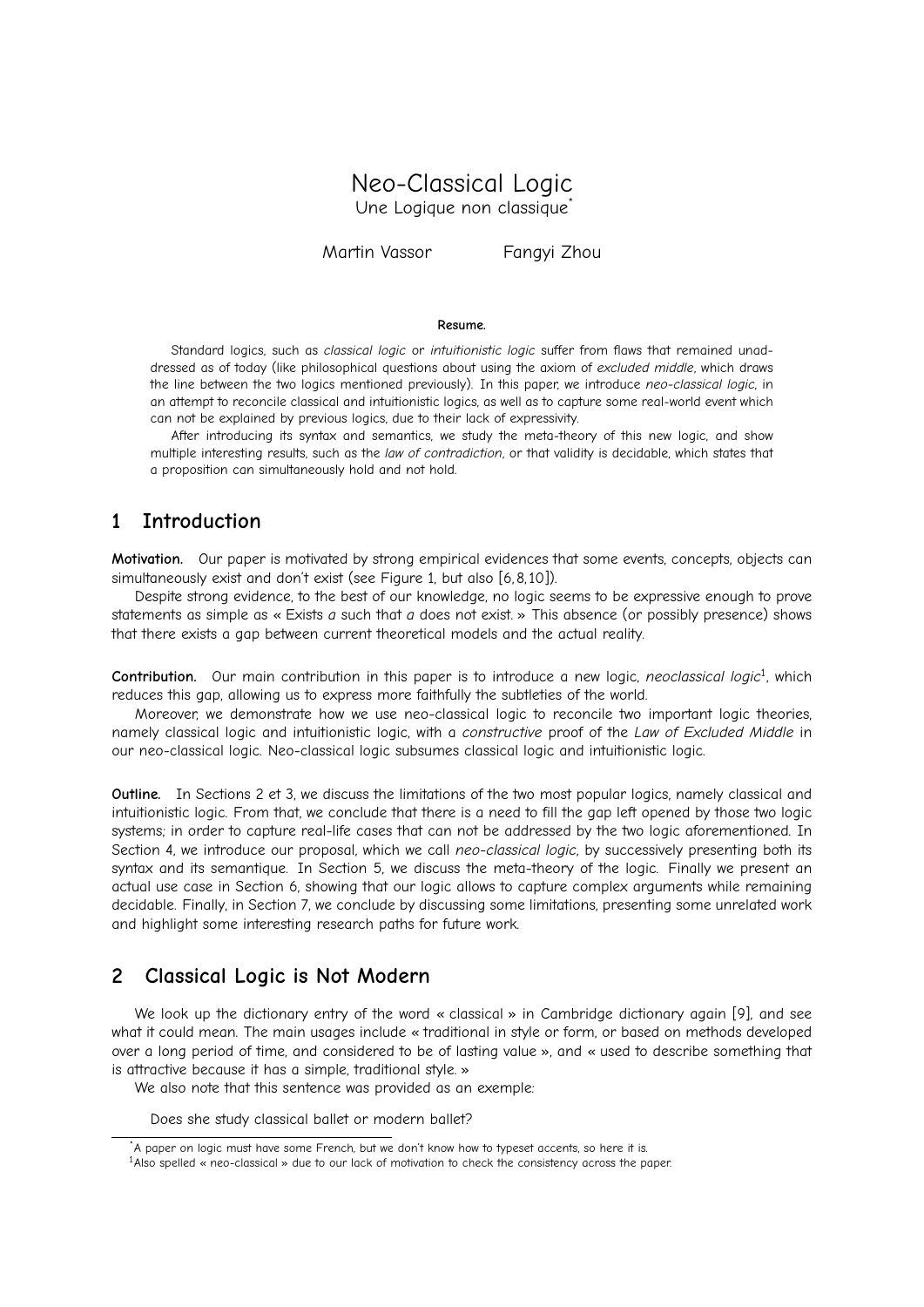# Neo-Classical Logic

Une Logique non classique*

Martin Vassor Fangyi Zhou

**Resume.**

Standard logics, such as *classical logic* or *intuitionistic logic* suffer from flaws that remained unaddressed as of today (like philosophical questions about using the axiom of *excluded middle*, which draws the line between the two logics mentioned previously). In this paper, we introduce *neo-classical logic*, in an attempt to reconcile classical and intuitionistic logics, as well as to capture some real-world event which can not be explained by previous logics, due to their lack of expressivity.

After introducing its syntax and semantics, we study the meta-theory of this new logic, and show multiple interesting results, such as the *law of contradiction*, or that validity is decidable, which states that a proposition can simultaneously hold and not hold.

## 1 Introduction

**Motivation.** Our paper is motivated by strong empirical evidences that some events, concepts, objects can simultaneously exist and don't exist (see Figure 1, but also [6,8,10]).

Despite strong evidence, to the best of our knowledge, no logic seems to be expressive enough to prove statements as simple as « Exists *a* such that *a* does not exist. » This absence (or possibly presence) shows that there exists a gap between current theoretical models and the actual reality.

**Contribution.** Our main contribution in this paper is to introduce a new logic, *neoclassical logic*[1], which reduces this gap, allowing us to express more faithfully the subtleties of the world.

Moreover, we demonstrate how we use neo-classical logic to reconcile two important logic theories, namely classical logic and intuitionistic logic, with a *constructive* proof of the *Law of Excluded Middle* in our neo-classical logic. Neo-classical logic subsumes classical logic and intuitionistic logic.

**Outline.** In Sections 2 et 3, we discuss the limitations of the two most popular logics, namely classical and intuitionistic logic. From that, we conclude that there is a need to fill the gap left opened by those two logic systems; in order to capture real-life cases that can not be addressed by the two logic aforementioned. In Section 4, we introduce our proposal, which we call *neo-classical logic*, by successively presenting both its syntax and its semantique. In Section 5, we discuss the meta-theory of the logic. Finally we present an actual use case in Section 6, showing that our logic allows to capture complex arguments while remaining decidable. Finally, in Section 7, we conclude by discussing some limitations, presenting some unrelated work and highlight some interesting research paths for future work.

## 2 Classical Logic is Not Modern

We look up the dictionary entry of the word « classical » in Cambridge dictionary again [9], and see what it could mean. The main usages include « traditional in style or form, or based on methods developed over a long period of time, and considered to be of lasting value », and « used to describe something that is attractive because it has a simple, traditional style. »

We also note that this sentence was provided as an exemple:

Does she study classical ballet or modern ballet?

*A paper on logic must have some French, but we don't know how to typeset accents, so here it is.

[1] Also spelled « neo-classical » due to our lack of motivation to check the consistency across the paper.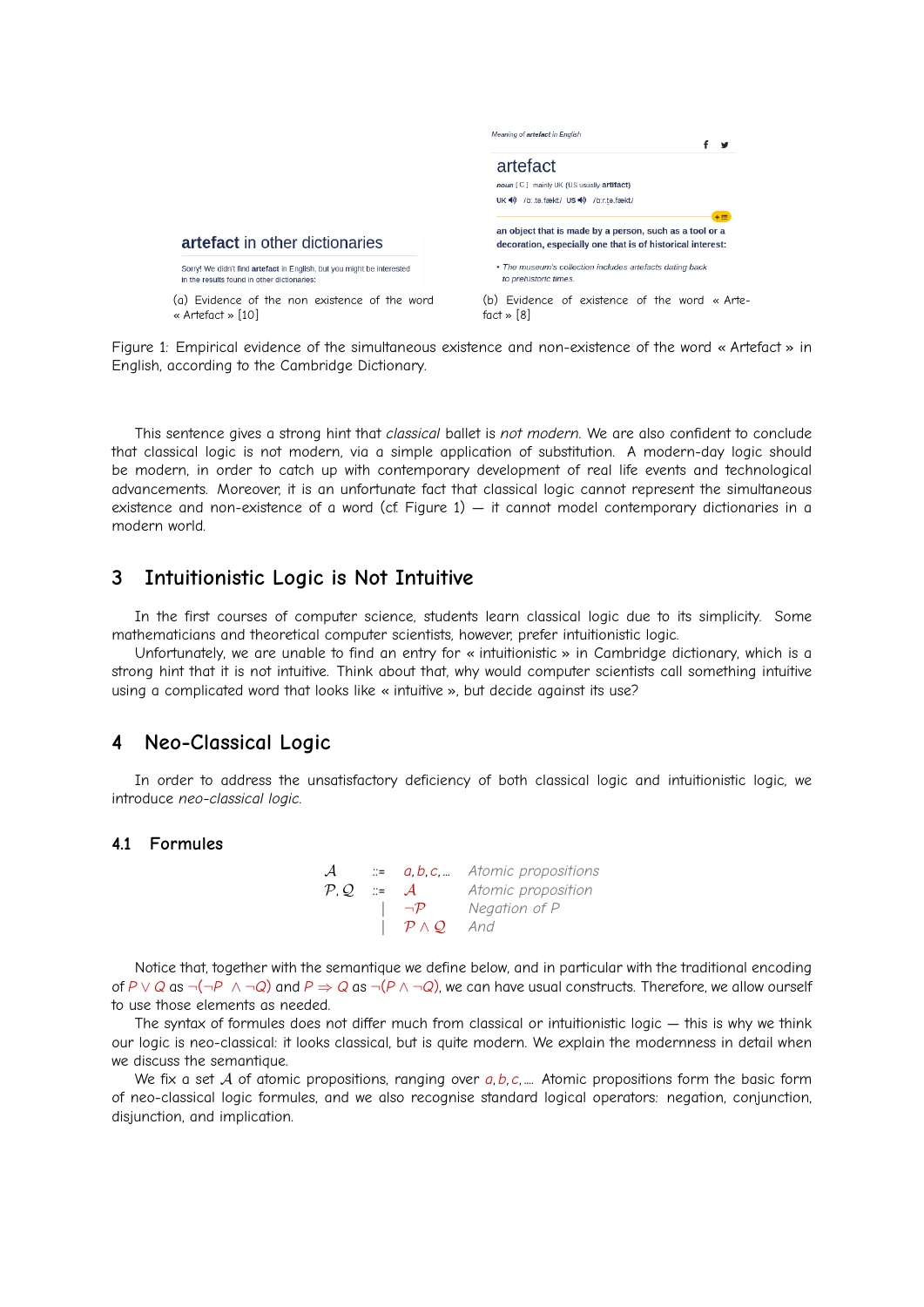artefact in other dictionaries

Sorry! We didn't find **artefact** in English, but you might be interested in the results found in other dictionaries:

(a) Evidence of the non existence of the word « Artefact » [10]

Meaning of **artefact** in English

artefact

noun [ C ] mainly UK (US usually **artifact**)

UK /ˈɑː.tɪ.fækt/ US /ˈɑːr.t̬ə.fækt/

an object that is made by a person, such as a tool or a decoration, especially one that is of historical interest:

- The museum's collection includes artefacts dating back to prehistoric times.

(b) Evidence of existence of the word « Artefact » [8]

Figure 1: Empirical evidence of the simultaneous existence and non-existence of the word « Artefact » in English, according to the Cambridge Dictionary.

This sentence gives a strong hint that *classical* ballet is *not modern*. We are also confident to conclude that classical logic is not modern, via a simple application of substitution. A modern-day logic should be modern, in order to catch up with contemporary development of real life events and technological advancements. Moreover, it is an unfortunate fact that classical logic cannot represent the simultaneous existence and non-existence of a word (cf. Figure 1) — it cannot model contemporary dictionaries in a modern world.

## 3 Intuitionistic Logic is Not Intuitive

In the first courses of computer science, students learn classical logic due to its simplicity. Some mathematicians and theoretical computer scientists, however, prefer intuitionistic logic.

Unfortunately, we are unable to find an entry for « intuitionistic » in Cambridge dictionary, which is a strong hint that it is not intuitive. Think about that, why would computer scientists call something intuitive using a complicated word that looks like « intuitive », but decide against its use?

## 4 Neo-Classical Logic

In order to address the unsatisfactory deficiency of both classical logic and intuitionistic logic, we introduce *neo-classical logic*.

### 4.1 Formules

$$
\begin{array}{llll}
\mathcal{A} & ::= & a, b, c, \ldots & \textit{Atomic propositions} \\
\mathcal{P}, \mathcal{Q} & ::= & \mathcal{A} & \textit{Atomic proposition} \\
 & | & \neg \mathcal{P} & \textit{Negation of P} \\
 & | & \mathcal{P} \wedge \mathcal{Q} & \textit{And}
\end{array}
$$

Notice that, together with the semantique we define below, and in particular with the traditional encoding of $P \vee Q$ as $\neg(\neg P \wedge \neg Q)$ and $P \Rightarrow Q$ as $\neg(P \wedge \neg Q)$, we can have usual constructs. Therefore, we allow ourself to use those elements as needed.

The syntax of formules does not differ much from classical or intuitionistic logic — this is why we think our logic is neo-classical: it looks classical, but is quite modern. We explain the modernness in detail when we discuss the semantique.

We fix a set $\mathcal{A}$ of atomic propositions, ranging over $a, b, c, \ldots$. Atomic propositions form the basic form of neo-classical logic formules, and we also recognise standard logical operators: negation, conjunction, disjunction, and implication.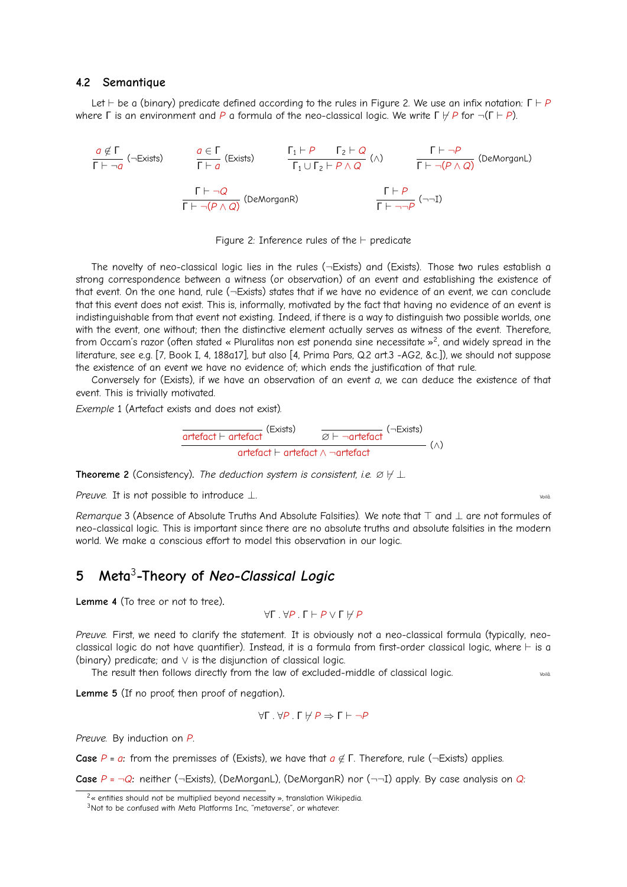## 4.2 Semantique

Let $\vdash$ be a (binary) predicate defined according to the rules in Figure 2. We use an infix notation: $\Gamma \vdash P$ where $\Gamma$ is an environment and $P$ a formula of the neo-classical logic. We write $\Gamma \nvdash P$ for $\neg(\Gamma \vdash P)$.

$$\frac{a \notin \Gamma}{\Gamma \vdash \neg a}\ (\neg\text{Exists}) \qquad \frac{a \in \Gamma}{\Gamma \vdash a}\ (\text{Exists}) \qquad \frac{\Gamma_1 \vdash P \quad \Gamma_2 \vdash Q}{\Gamma_1 \cup \Gamma_2 \vdash P \wedge Q}\ (\wedge) \qquad \frac{\Gamma \vdash \neg P}{\Gamma \vdash \neg(P \wedge Q)}\ (\text{DeMorganL})$$

$$\frac{\Gamma \vdash \neg Q}{\Gamma \vdash \neg(P \wedge Q)}\ (\text{DeMorganR}) \qquad \frac{\Gamma \vdash P}{\Gamma \vdash \neg\neg P}\ (\neg\neg\text{I})$$

Figure 2: Inference rules of the $\vdash$ predicate

The novelty of neo-classical logic lies in the rules ($\neg$Exists) and (Exists). Those two rules establish a strong correspondence between a witness (or observation) of an event and establishing the existence of that event. On the one hand, rule ($\neg$Exists) states that if we have no evidence of an event, we can conclude that this event does not exist. This is, informally, motivated by the fact that having no evidence of an event is indistinguishable from that event not existing. Indeed, if there is a way to distinguish two possible worlds, one with the event, one without; then the distinctive element actually serves as witness of the event. Therefore, from Occam's razor (often stated « Pluralitas non est ponenda sine necessitate »[2], and widely spread in the literature, see e.g. [7, Book I, 4, 188a17], but also [4, Prima Pars, Q.2 art.3 -AG2, &c.]), we should not suppose the existence of an event we have no evidence of; which ends the justification of that rule.

Conversely for (Exists), if we have an observation of an event $a$, we can deduce the existence of that event. This is trivially motivated.

*Exemple* 1 (Artefact exists and does not exist).

$$\frac{\dfrac{}{\text{artefact} \vdash \text{artefact}}\ (\text{Exists}) \qquad \dfrac{}{\varnothing \vdash \neg\text{artefact}}\ (\neg\text{Exists})}{\text{artefact} \vdash \text{artefact} \wedge \neg\text{artefact}}\ (\wedge)$$

**Theoreme 2** (Consistency). *The deduction system is consistent, i.e.* $\varnothing \nvdash \bot$.

*Preuve.* It is not possible to introduce $\bot$. Voilà

*Remarque* 3 (Absence of Absolute Truths And Absolute Falsities). We note that $\top$ and $\bot$ are not formules of neo-classical logic. This is important since there are no absolute truths and absolute falsities in the modern world. We make a conscious effort to model this observation in our logic.

# 5 Meta[3]-Theory of *Neo-Classical Logic*

**Lemme 4** (To tree or not to tree).

$$\forall\Gamma\,.\,\forall P\,.\,\Gamma \vdash P \vee \Gamma \nvdash P$$

*Preuve.* First, we need to clarify the statement. It is obviously not a neo-classical formula (typically, neo-classical logic do not have quantifier). Instead, it is a formula from first-order classical logic, where $\vdash$ is a (binary) predicate; and $\vee$ is the disjunction of classical logic.

The result then follows directly from the law of excluded-middle of classical logic. Voilà

**Lemme 5** (If no proof, then proof of negation).

$$\forall\Gamma\,.\,\forall P\,.\,\Gamma \nvdash P \Rightarrow \Gamma \vdash \neg P$$

*Preuve.* By induction on $P$.

**Case** $P = a$: from the premisses of (Exists), we have that $a \notin \Gamma$. Therefore, rule ($\neg$Exists) applies.

**Case** $P = \neg Q$: neither ($\neg$Exists), (DeMorganL), (DeMorganR) nor ($\neg\neg$I) apply. By case analysis on $Q$:

[2] « entities should not be multiplied beyond necessity », translation Wikipedia.

[3] Not to be confused with Meta Platforms Inc, "metaverse", or whatever.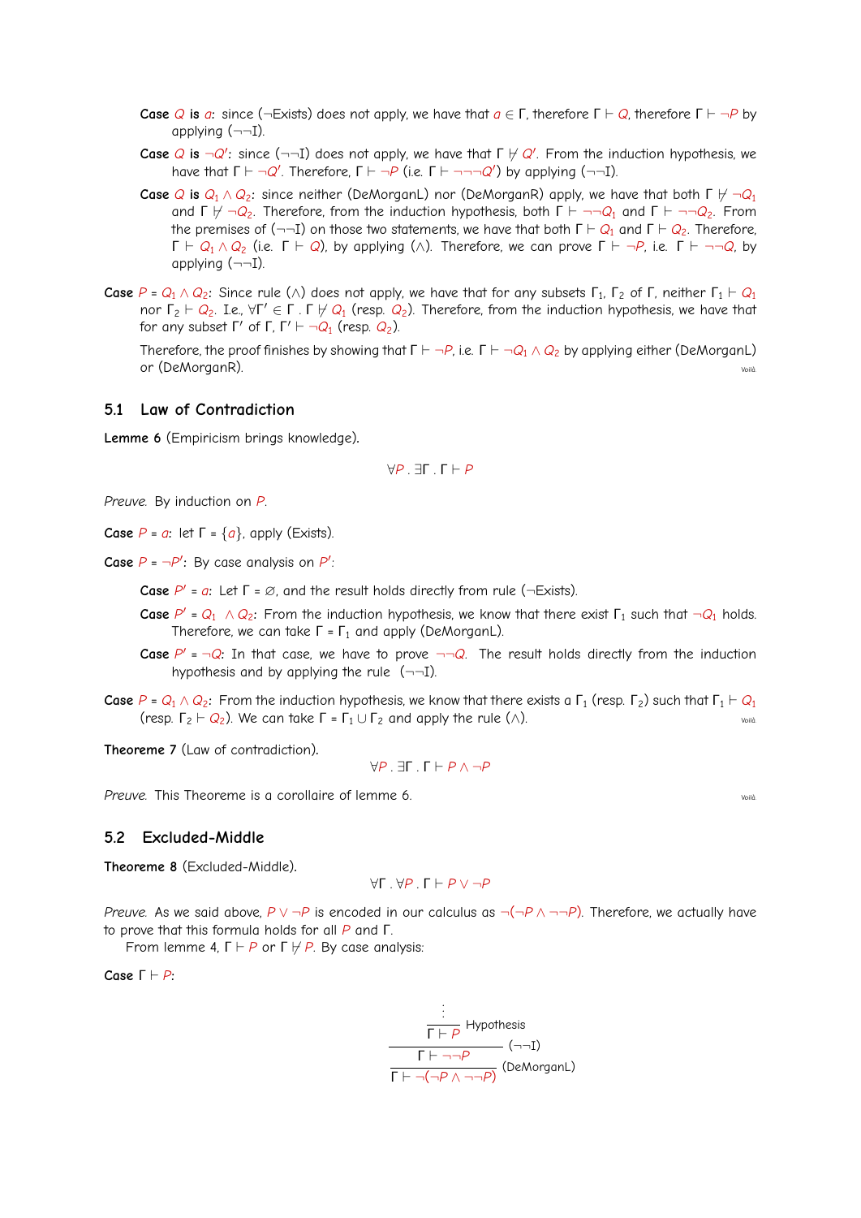**Case** $Q$ **is** $a$: since ($\neg$Exists) does not apply, we have that $a \in \Gamma$, therefore $\Gamma \vdash Q$, therefore $\Gamma \vdash \neg P$ by applying ($\neg\neg$I).

**Case** $Q$ **is** $\neg Q'$: since ($\neg\neg$I) does not apply, we have that $\Gamma \nvdash Q'$. From the induction hypothesis, we have that $\Gamma \vdash \neg Q'$. Therefore, $\Gamma \vdash \neg P$ (i.e. $\Gamma \vdash \neg\neg\neg Q'$) by applying ($\neg\neg$I).

**Case** $Q$ **is** $Q_1 \wedge Q_2$: since neither (DeMorganL) nor (DeMorganR) apply, we have that both $\Gamma \nvdash \neg Q_1$ and $\Gamma \nvdash \neg Q_2$. Therefore, from the induction hypothesis, both $\Gamma \vdash \neg\neg Q_1$ and $\Gamma \vdash \neg\neg Q_2$. From the premises of ($\neg\neg$I) on those two statements, we have that both $\Gamma \vdash Q_1$ and $\Gamma \vdash Q_2$. Therefore, $\Gamma \vdash Q_1 \wedge Q_2$ (i.e. $\Gamma \vdash Q$), by applying ($\wedge$). Therefore, we can prove $\Gamma \vdash \neg P$, i.e. $\Gamma \vdash \neg\neg Q$, by applying ($\neg\neg$I).

**Case** $P = Q_1 \wedge Q_2$: Since rule ($\wedge$) does not apply, we have that for any subsets $\Gamma_1$, $\Gamma_2$ of $\Gamma$, neither $\Gamma_1 \vdash Q_1$ nor $\Gamma_2 \vdash Q_2$. I.e., $\forall \Gamma' \in \Gamma \,.\, \Gamma \nvdash Q_1$ (resp. $Q_2$). Therefore, from the induction hypothesis, we have that for any subset $\Gamma'$ of $\Gamma$, $\Gamma' \vdash \neg Q_1$ (resp. $Q_2$).

Therefore, the proof finishes by showing that $\Gamma \vdash \neg P$, i.e. $\Gamma \vdash \neg Q_1 \wedge Q_2$ by applying either (DeMorganL) or (DeMorganR).

Voilà

## 5.1 Law of Contradiction

**Lemme 6** (Empiricism brings knowledge).

$$\forall P \,.\, \exists \Gamma \,.\, \Gamma \vdash P$$

*Preuve.* By induction on $P$.

**Case** $P = a$: let $\Gamma = \{a\}$, apply (Exists).

**Case** $P = \neg P'$: By case analysis on $P'$:

**Case** $P' = a$: Let $\Gamma = \varnothing$, and the result holds directly from rule ($\neg$Exists).

**Case** $P' = Q_1 \wedge Q_2$: From the induction hypothesis, we know that there exist $\Gamma_1$ such that $\neg Q_1$ holds. Therefore, we can take $\Gamma = \Gamma_1$ and apply (DeMorganL).

**Case** $P' = \neg Q$: In that case, we have to prove $\neg\neg Q$. The result holds directly from the induction hypothesis and by applying the rule ($\neg\neg$I).

**Case** $P = Q_1 \wedge Q_2$: From the induction hypothesis, we know that there exists a $\Gamma_1$ (resp. $\Gamma_2$) such that $\Gamma_1 \vdash Q_1$ (resp. $\Gamma_2 \vdash Q_2$). We can take $\Gamma = \Gamma_1 \cup \Gamma_2$ and apply the rule ($\wedge$).

Voilà

**Theoreme 7** (Law of contradiction).

$$\forall P \,.\, \exists \Gamma \,.\, \Gamma \vdash P \wedge \neg P$$

*Preuve.* This Theoreme is a corollaire of lemme 6.

Voilà

## 5.2 Excluded-Middle

**Theoreme 8** (Excluded-Middle).

$$\forall \Gamma \,.\, \forall P \,.\, \Gamma \vdash P \vee \neg P$$

*Preuve.* As we said above, $P \vee \neg P$ is encoded in our calculus as $\neg(\neg P \wedge \neg\neg P)$. Therefore, we actually have to prove that this formula holds for all $P$ and $\Gamma$.

From lemme 4, $\Gamma \vdash P$ or $\Gamma \nvdash P$. By case analysis:

**Case** $\Gamma \vdash P$:

$$\dfrac{\dfrac{\dfrac{\vdots}{\Gamma \vdash P}\ \text{Hypothesis}}{\Gamma \vdash \neg\neg P}\ (\neg\neg\text{I})}{\Gamma \vdash \neg(\neg P \wedge \neg\neg P)}\ (\text{DeMorganL})$$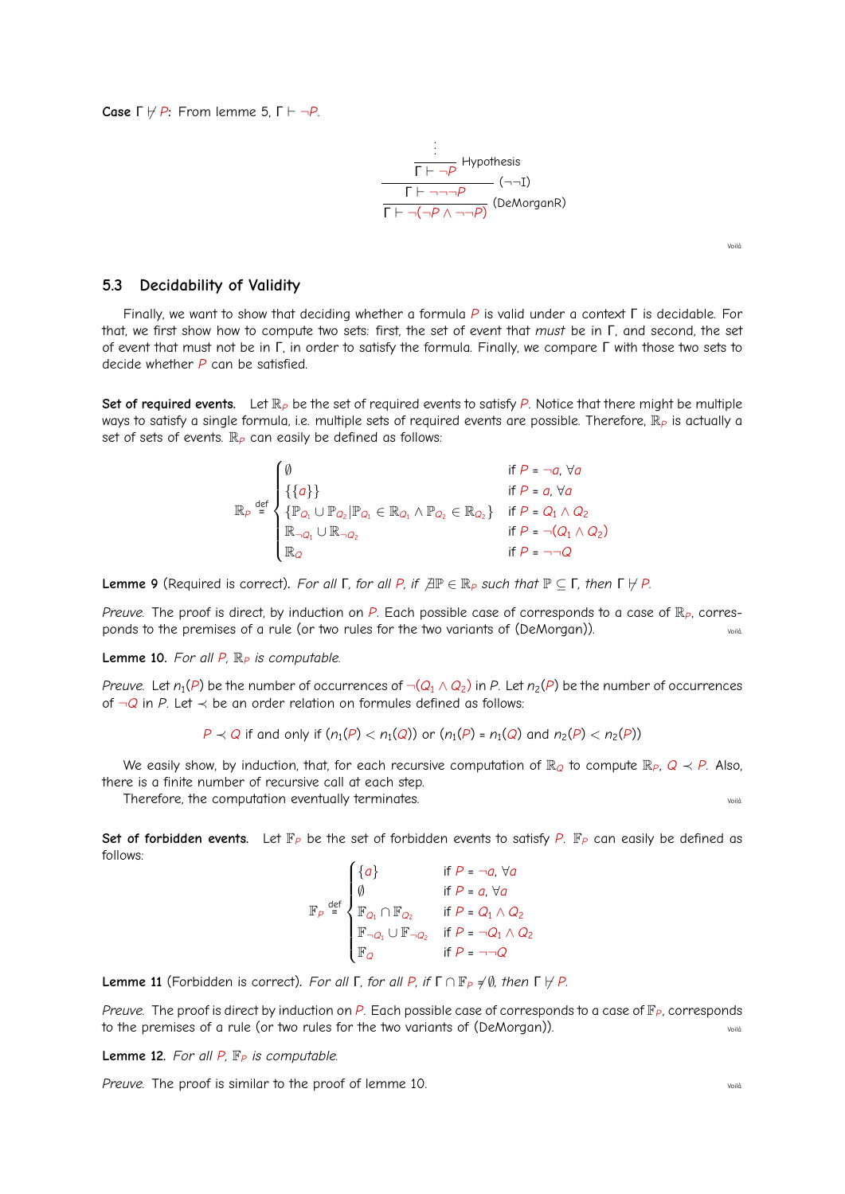**Case $\Gamma \nvdash P$:** From lemme 5, $\Gamma \vdash \neg P$.

$$
\dfrac{\dfrac{\dfrac{\vdots}{\Gamma \vdash \neg P}\text{ Hypothesis}}{\Gamma \vdash \neg\neg\neg P}\,(\neg\neg\text{I})}{\Gamma \vdash \neg(\neg P \wedge \neg\neg P)}\,(\text{DeMorganR})
$$

Voilà.

### 5.3 Decidability of Validity

Finally, we want to show that deciding whether a formula $P$ is valid under a context $\Gamma$ is decidable. For that, we first show how to compute two sets: first, the set of event that *must* be in $\Gamma$, and second, the set of event that must not be in $\Gamma$, in order to satisfy the formula. Finally, we compare $\Gamma$ with those two sets to decide whether $P$ can be satisfied.

**Set of required events.** Let $\mathbb{R}_P$ be the set of required events to satisfy $P$. Notice that there might be multiple ways to satisfy a single formula, i.e. multiple sets of required events are possible. Therefore, $\mathbb{R}_P$ is actually a set of sets of events. $\mathbb{R}_P$ can easily be defined as follows:

$$
\mathbb{R}_P \stackrel{\text{def}}{=} \begin{cases} \emptyset & \text{if } P = \neg a,\ \forall a \\ \{\{a\}\} & \text{if } P = a,\ \forall a \\ \{\mathbb{P}_{Q_1} \cup \mathbb{P}_{Q_2} | \mathbb{P}_{Q_1} \in \mathbb{R}_{Q_1} \wedge \mathbb{P}_{Q_2} \in \mathbb{R}_{Q_2}\} & \text{if } P = Q_1 \wedge Q_2 \\ \mathbb{R}_{\neg Q_1} \cup \mathbb{R}_{\neg Q_2} & \text{if } P = \neg(Q_1 \wedge Q_2) \\ \mathbb{R}_Q & \text{if } P = \neg\neg Q \end{cases}
$$

**Lemme 9** (Required is correct). *For all $\Gamma$, for all $P$, if $\nexists \mathbb{P} \in \mathbb{R}_P$ such that $\mathbb{P} \subseteq \Gamma$, then $\Gamma \nvdash P$.*

*Preuve.* The proof is direct, by induction on $P$. Each possible case of corresponds to a case of $\mathbb{R}_P$, corresponds to the premises of a rule (or two rules for the two variants of (DeMorgan)). Voilà.

**Lemme 10.** *For all $P$, $\mathbb{R}_P$ is computable.*

*Preuve.* Let $n_1(P)$ be the number of occurrences of $\neg(Q_1 \wedge Q_2)$ in $P$. Let $n_2(P)$ be the number of occurrences of $\neg Q$ in $P$. Let $\prec$ be an order relation on formules defined as follows:

$$
P \prec Q \text{ if and only if } (n_1(P) < n_1(Q)) \text{ or } (n_1(P) = n_1(Q) \text{ and } n_2(P) < n_2(P))
$$

We easily show, by induction, that, for each recursive computation of $\mathbb{R}_Q$ to compute $\mathbb{R}_P$, $Q \prec P$. Also, there is a finite number of recursive call at each step.

Therefore, the computation eventually terminates. Voilà.

**Set of forbidden events.** Let $\mathbb{F}_P$ be the set of forbidden events to satisfy $P$. $\mathbb{F}_P$ can easily be defined as follows:

$$
\mathbb{F}_P \stackrel{\text{def}}{=} \begin{cases} \{a\} & \text{if } P = \neg a,\ \forall a \\ \emptyset & \text{if } P = a,\ \forall a \\ \mathbb{F}_{Q_1} \cap \mathbb{F}_{Q_2} & \text{if } P = Q_1 \wedge Q_2 \\ \mathbb{F}_{\neg Q_1} \cup \mathbb{F}_{\neg Q_2} & \text{if } P = \neg Q_1 \wedge Q_2 \\ \mathbb{F}_Q & \text{if } P = \neg\neg Q \end{cases}
$$

**Lemme 11** (Forbidden is correct). *For all $\Gamma$, for all $P$, if $\Gamma \cap \mathbb{F}_P \neq \emptyset$, then $\Gamma \nvdash P$.*

*Preuve.* The proof is direct by induction on $P$. Each possible case of corresponds to a case of $\mathbb{F}_P$, corresponds to the premises of a rule (or two rules for the two variants of (DeMorgan)). Voilà.

**Lemme 12.** *For all $P$, $\mathbb{F}_P$ is computable.*

*Preuve.* The proof is similar to the proof of lemme 10. Voilà.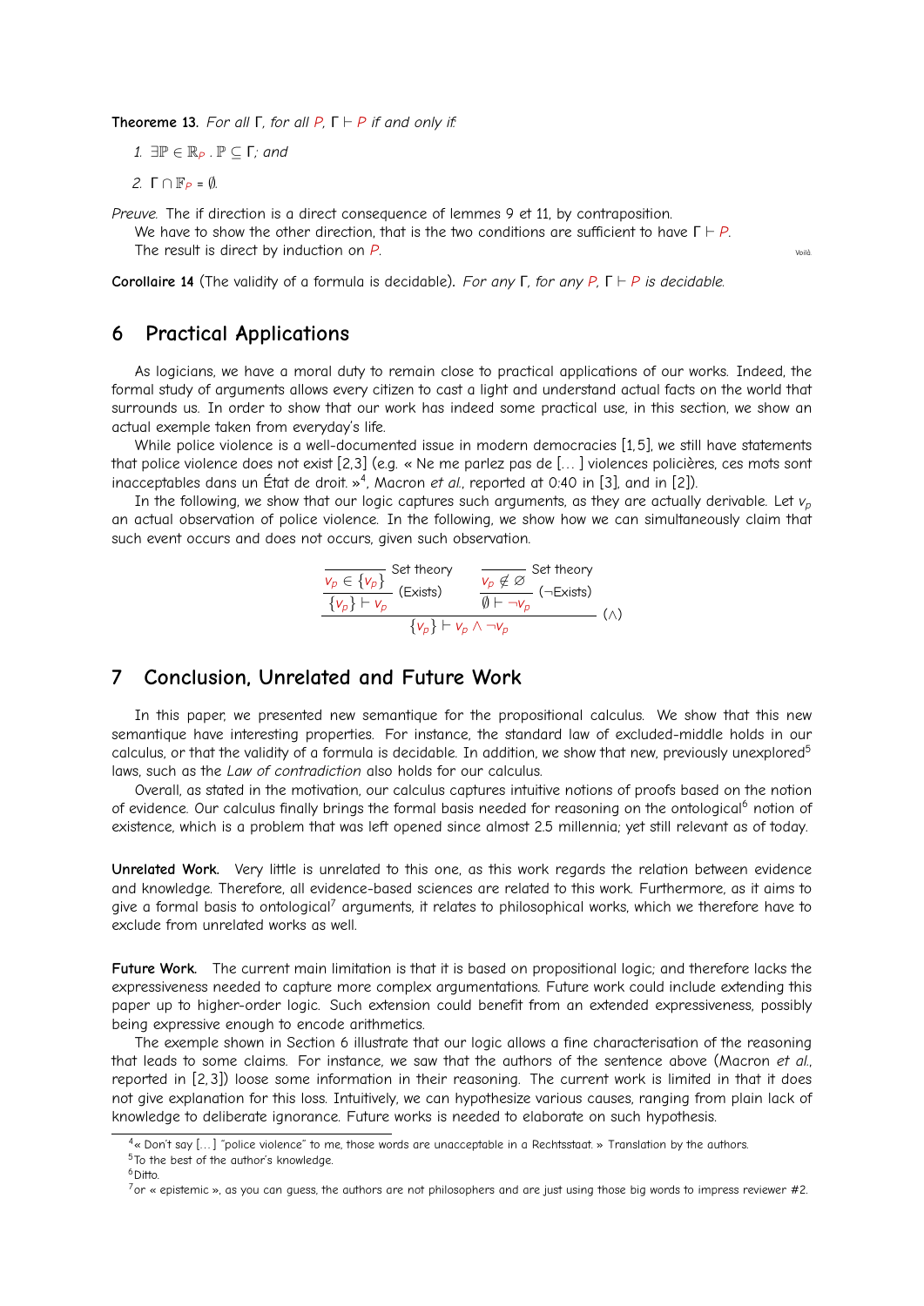**Theoreme 13.** *For all* $\Gamma$, *for all* $P$, $\Gamma \vdash P$ *if and only if:*

1. $\exists \mathbb{P} \in \mathbb{R}_P \,.\, \mathbb{P} \subseteq \Gamma$; *and*
2. $\Gamma \cap \mathbb{F}_P = \emptyset$.

*Preuve.* The if direction is a direct consequence of lemmes 9 et 11, by contraposition.

We have to show the other direction, that is the two conditions are sufficient to have $\Gamma \vdash P$.

The result is direct by induction on $P$. Voilà

**Corollaire 14** (The validity of a formula is decidable)**.** *For any* $\Gamma$, *for any* $P$, $\Gamma \vdash P$ *is decidable.*

## 6 Practical Applications

As logicians, we have a moral duty to remain close to practical applications of our works. Indeed, the formal study of arguments allows every citizen to cast a light and understand actual facts on the world that surrounds us. In order to show that our work has indeed some practical use, in this section, we show an actual exemple taken from everyday's life.

While police violence is a well-documented issue in modern democracies [1,5], we still have statements that police violence does not exist [2,3] (e.g. « Ne me parlez pas de [...] violences policières, ces mots sont inacceptables dans un État de droit. »[4], Macron *et al.*, reported at 0:40 in [3], and in [2]).

In the following, we show that our logic captures such arguments, as they are actually derivable. Let $v_p$ an actual observation of police violence. In the following, we show how we can simultaneously claim that such event occurs and does not occurs, given such observation.

$$\dfrac{\dfrac{\dfrac{}{v_p \in \{v_p\}}\,\text{Set theory}}{\{v_p\} \vdash v_p}\,(\text{Exists}) \qquad \dfrac{\dfrac{}{v_p \notin \varnothing}\,\text{Set theory}}{\emptyset \vdash \neg v_p}\,(\neg\text{Exists})}{\{v_p\} \vdash v_p \wedge \neg v_p}\,(\wedge)$$

## 7 Conclusion, Unrelated and Future Work

In this paper, we presented new semantique for the propositional calculus. We show that this new semantique have interesting properties. For instance, the standard law of excluded-middle holds in our calculus, or that the validity of a formula is decidable. In addition, we show that new, previously unexplored[5] laws, such as the *Law of contradiction* also holds for our calculus.

Overall, as stated in the motivation, our calculus captures intuitive notions of proofs based on the notion of evidence. Our calculus finally brings the formal basis needed for reasoning on the ontological[6] notion of existence, which is a problem that was left opened since almost 2.5 millennia; yet still relevant as of today.

**Unrelated Work.** Very little is unrelated to this one, as this work regards the relation between evidence and knowledge. Therefore, all evidence-based sciences are related to this work. Furthermore, as it aims to give a formal basis to ontological[7] arguments, it relates to philosophical works, which we therefore have to exclude from unrelated works as well.

**Future Work.** The current main limitation is that it is based on propositional logic; and therefore lacks the expressiveness needed to capture more complex argumentations. Future work could include extending this paper up to higher-order logic. Such extension could benefit from an extended expressiveness, possibly being expressive enough to encode arithmetics.

The exemple shown in Section 6 illustrate that our logic allows a fine characterisation of the reasoning that leads to some claims. For instance, we saw that the authors of the sentence above (Macron *et al.*, reported in [2,3]) loose some information in their reasoning. The current work is limited in that it does not give explanation for this loss. Intuitively, we can hypothesize various causes, ranging from plain lack of knowledge to deliberate ignorance. Future works is needed to elaborate on such hypothesis.

---

[4] « Don't say [...] "police violence" to me, those words are unacceptable in a Rechtsstaat. » Translation by the authors.

[5] To the best of the author's knowledge.

[6] Ditto.

[7] or « epistemic », as you can guess, the authors are not philosophers and are just using those big words to impress reviewer #2.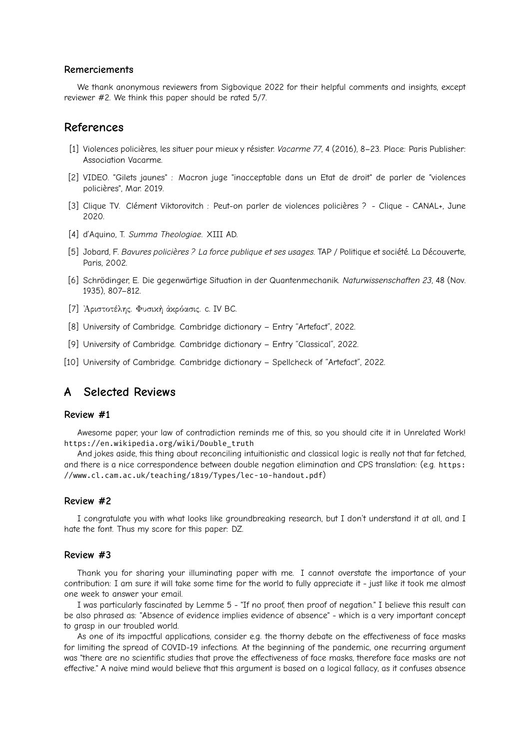### Remerciements

We thank anonymous reviewers from Sigbovique 2022 for their helpful comments and insights, except reviewer #2. We think this paper should be rated 5/7.

## References

[1] Violences policières, les situer pour mieux y résister. *Vacarme 77*, 4 (2016), 8–23. Place: Paris Publisher: Association Vacarme.

[2] VIDEO. "Gilets jaunes" : Macron juge "inacceptable dans un Etat de droit" de parler de "violences policières", Mar. 2019.

[3] Clique TV. Clément Viktorovitch : Peut-on parler de violences policières ? - Clique - CANAL+, June 2020.

[4] d'Aquino, T. *Summa Theologiae*. XIII AD.

[5] Jobard, F. *Bavures policières ? La force publique et ses usages*. TAP / Politique et société. La Découverte, Paris, 2002.

[6] Schrödinger, E. Die gegenwärtige Situation in der Quantenmechanik. *Naturwissenschaften 23*, 48 (Nov. 1935), 807–812.

[7] Ἀριστοτέλης. Φυσικὴ ἀκρόασις. c. IV BC.

[8] University of Cambridge. Cambridge dictionary – Entry "Artefact", 2022.

[9] University of Cambridge. Cambridge dictionary – Entry "Classical", 2022.

[10] University of Cambridge. Cambridge dictionary – Spellcheck of "Artefact", 2022.

## A Selected Reviews

### Review #1

Awesome paper, your law of contradiction reminds me of this, so you should cite it in Unrelated Work! https://en.wikipedia.org/wiki/Double_truth

And jokes aside, this thing about reconciling intuitionistic and classical logic is really not that far fetched, and there is a nice correspondence between double negation elimination and CPS translation: (e.g. https://www.cl.cam.ac.uk/teaching/1819/Types/lec-10-handout.pdf)

### Review #2

I congratulate you with what looks like groundbreaking research, but I don't understand it at all, and I hate the font. Thus my score for this paper: DZ.

### Review #3

Thank you for sharing your illuminating paper with me. I cannot overstate the importance of your contribution: I am sure it will take some time for the world to fully appreciate it - just like it took me almost one week to answer your email.

I was particularly fascinated by Lemme 5 - "If no proof, then proof of negation." I believe this result can be also phrased as: "Absence of evidence implies evidence of absence" - which is a very important concept to grasp in our troubled world.

As one of its impactful applications, consider e.g. the thorny debate on the effectiveness of face masks for limiting the spread of COVID-19 infections. At the beginning of the pandemic, one recurring argument was "there are no scientific studies that prove the effectiveness of face masks, therefore face masks are not effective." A naive mind would believe that this argument is based on a logical fallacy, as it confuses absence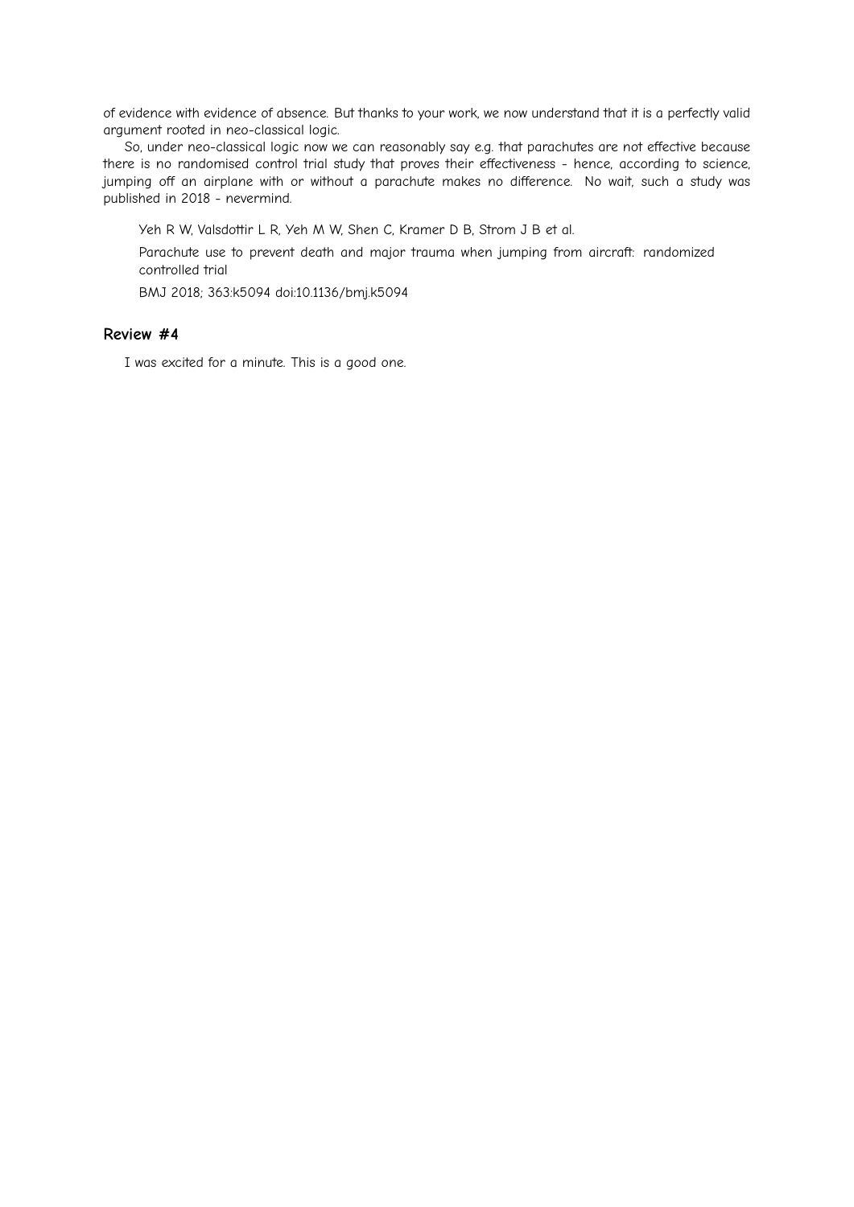of evidence with evidence of absence. But thanks to your work, we now understand that it is a perfectly valid argument rooted in neo-classical logic.

So, under neo-classical logic now we can reasonably say e.g. that parachutes are not effective because there is no randomised control trial study that proves their effectiveness - hence, according to science, jumping off an airplane with or without a parachute makes no difference. No wait, such a study was published in 2018 - nevermind.

> Yeh R W, Valsdottir L R, Yeh M W, Shen C, Kramer D B, Strom J B et al.
>
> Parachute use to prevent death and major trauma when jumping from aircraft: randomized controlled trial
>
> BMJ 2018; 363:k5094 doi:10.1136/bmj.k5094

## Review #4

I was excited for a minute. This is a good one.